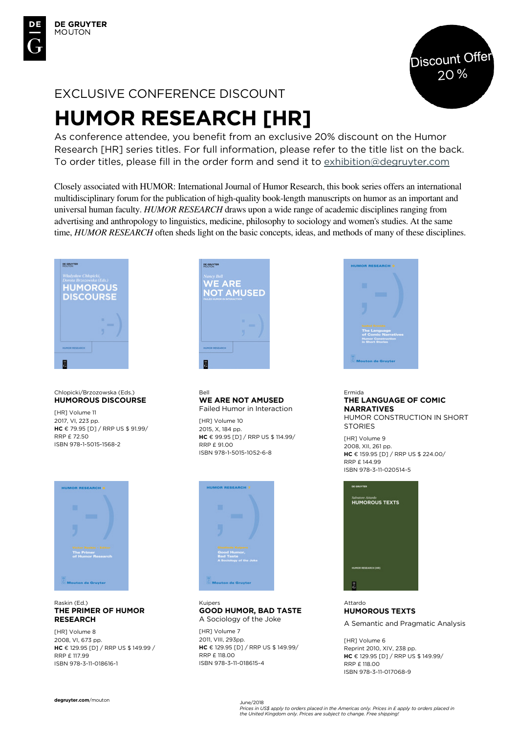DE GRUYTER
MOUTON

Discount Offer
20 %

EXCLUSIVE CONFERENCE DISCOUNT

# HUMOR RESEARCH [HR]

As conference attendee, you benefit from an exclusive 20% discount on the Humor Research [HR] series titles. For full information, please refer to the title list on the back. To order titles, please fill in the order form and send it to exhibition@degruyter.com

Closely associated with HUMOR: International Journal of Humor Research, this book series offers an international multidisciplinary forum for the publication of high-quality book-length manuscripts on humor as an important and universal human faculty. *HUMOR RESEARCH* draws upon a wide range of academic disciplines ranging from advertising and anthropology to linguistics, medicine, philosophy to sociology and women's studies. At the same time, *HUMOR RESEARCH* often sheds light on the basic concepts, ideas, and methods of many of these disciplines.

Chlopicki/Brzozowska (Eds.)
**HUMOROUS DISCOURSE**
[HR] Volume 11
2017, VI, 223 pp.
**HC** € 79.95 [D] / RRP US $ 91.99/
RRP £ 72.50
ISBN 978-1-5015-1568-2

Bell
**WE ARE NOT AMUSED**
Failed Humor in Interaction
[HR] Volume 10
2015, X, 184 pp.
**HC** € 99.95 [D] / RRP US $ 114.99/
RRP £ 91.00
ISBN 978-1-5015-1052-6-8

Ermida
**THE LANGUAGE OF COMIC NARRATIVES**
HUMOR CONSTRUCTION IN SHORT STORIES
[HR] Volume 9
2008, XII, 261 pp.
**HC** € 159.95 [D] / RRP US $ 224.00/
RRP £ 144.99
ISBN 978-3-11-020514-5

Raskin (Ed.)
**THE PRIMER OF HUMOR RESEARCH**
[HR] Volume 8
2008, VI, 673 pp.
**HC** € 129.95 [D] / RRP US $ 149.99 /
RRP £ 117.99
ISBN 978-3-11-018616-1

Kuipers
**GOOD HUMOR, BAD TASTE**
A Sociology of the Joke
[HR] Volume 7
2011, VIII, 293pp.
**HC** € 129.95 [D] / RRP US $ 149.99/
RRP £ 118.00
ISBN 978-3-11-018615-4

Attardo
**HUMOROUS TEXTS**
A Semantic and Pragmatic Analysis
[HR] Volume 6
Reprint 2010, XIV, 238 pp.
**HC** € 129.95 [D] / RRP US $ 149.99/
RRP £ 118.00
ISBN 978-3-11-017068-9

**degruyter.com**/mouton

June/2018
*Prices in US$ apply to orders placed in the Americas only. Prices in £ apply to orders placed in the United Kingdom only. Prices are subject to change. Free shipping!*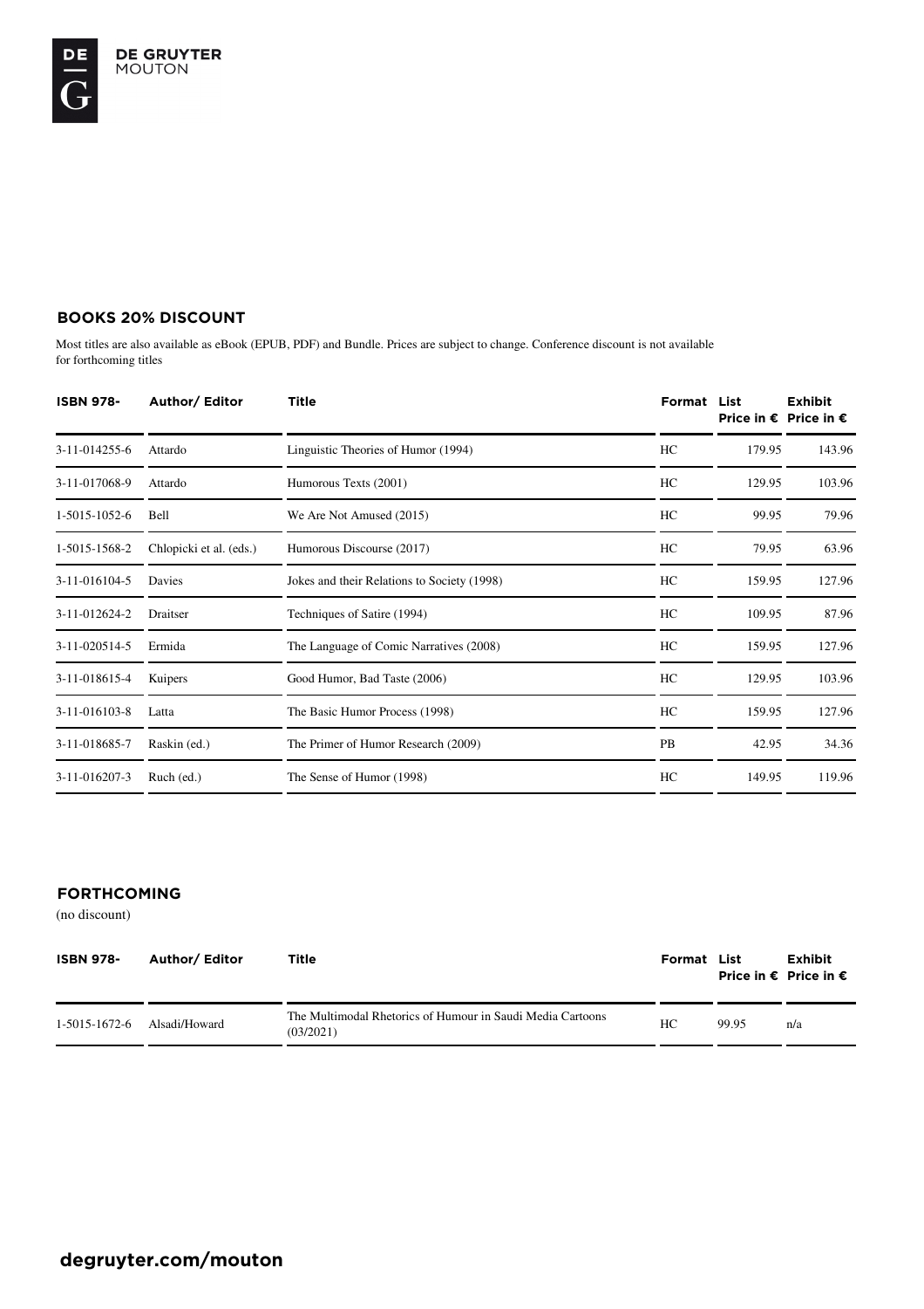## BOOKS 20% DISCOUNT

Most titles are also available as eBook (EPUB, PDF) and Bundle. Prices are subject to change. Conference discount is not available for forthcoming titles

| ISBN 978- | Author/ Editor | Title | Format | List Price in € | Exhibit Price in € |
|---|---|---|---|---|---|
| 3-11-014255-6 | Attardo | Linguistic Theories of Humor (1994) | HC | 179.95 | 143.96 |
| 3-11-017068-9 | Attardo | Humorous Texts (2001) | HC | 129.95 | 103.96 |
| 1-5015-1052-6 | Bell | We Are Not Amused (2015) | HC | 99.95 | 79.96 |
| 1-5015-1568-2 | Chlopicki et al. (eds.) | Humorous Discourse (2017) | HC | 79.95 | 63.96 |
| 3-11-016104-5 | Davies | Jokes and their Relations to Society (1998) | HC | 159.95 | 127.96 |
| 3-11-012624-2 | Draitser | Techniques of Satire (1994) | HC | 109.95 | 87.96 |
| 3-11-020514-5 | Ermida | The Language of Comic Narratives (2008) | HC | 159.95 | 127.96 |
| 3-11-018615-4 | Kuipers | Good Humor, Bad Taste (2006) | HC | 129.95 | 103.96 |
| 3-11-016103-8 | Latta | The Basic Humor Process (1998) | HC | 159.95 | 127.96 |
| 3-11-018685-7 | Raskin (ed.) | The Primer of Humor Research (2009) | PB | 42.95 | 34.36 |
| 3-11-016207-3 | Ruch (ed.) | The Sense of Humor (1998) | HC | 149.95 | 119.96 |

## FORTHCOMING

(no discount)

| ISBN 978- | Author/ Editor | Title | Format | List Price in € | Exhibit Price in € |
|---|---|---|---|---|---|
| 1-5015-1672-6 | Alsadi/Howard | The Multimodal Rhetorics of Humour in Saudi Media Cartoons (03/2021) | HC | 99.95 | n/a |

**degruyter.com/mouton**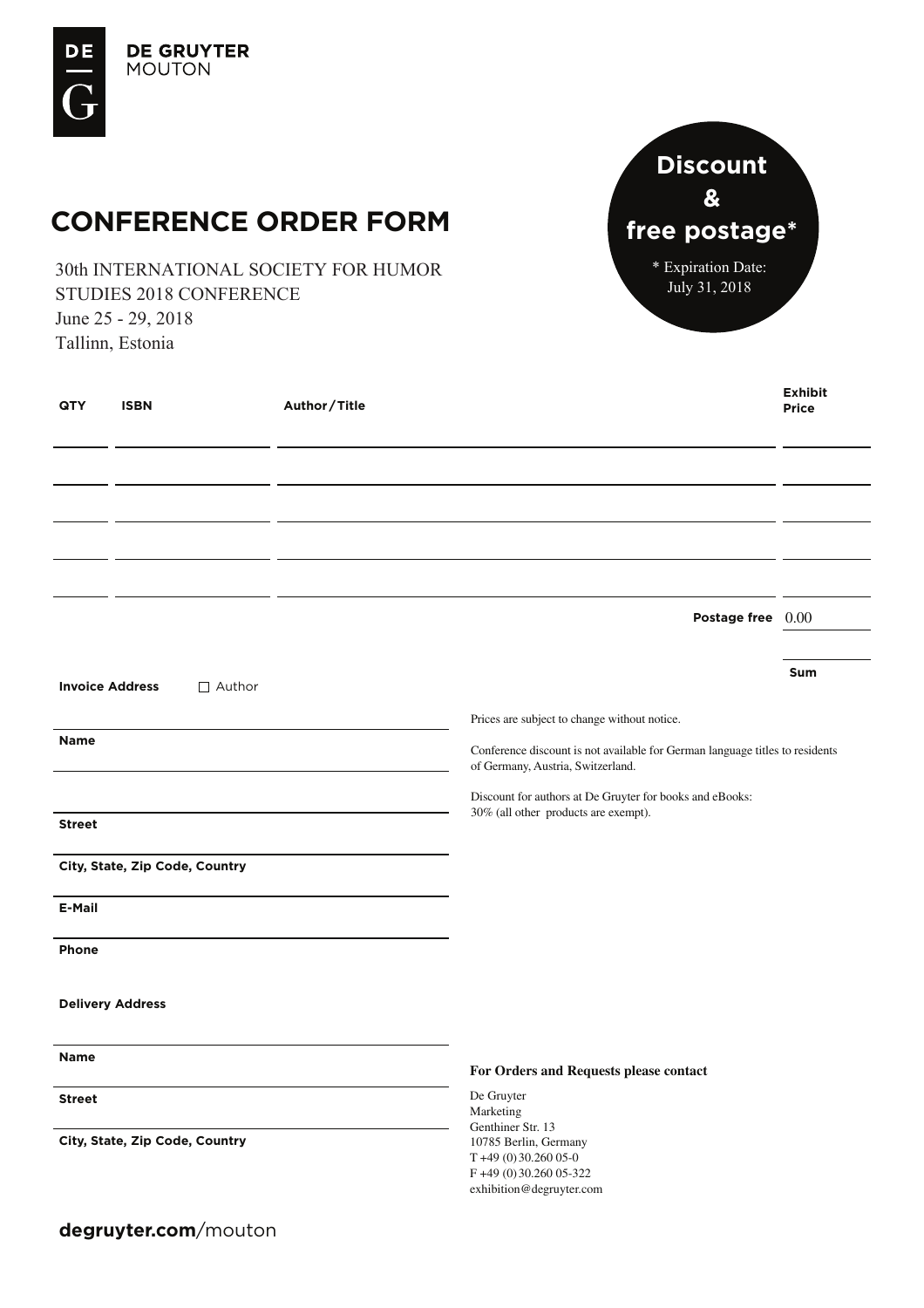DE GRUYTER
MOUTON

# CONFERENCE ORDER FORM

**Discount & free postage***

* Expiration Date: July 31, 2018

30th INTERNATIONAL SOCIETY FOR HUMOR STUDIES 2018 CONFERENCE
June 25 - 29, 2018
Tallinn, Estonia

| QTY | ISBN | Author / Title | Exhibit Price |
| --- | --- | --- | --- |
| | | | |
| | | | |
| | | | |
| | | | |
| | | | |
| | | Postage free | 0.00 |
| | | Sum | |

**Invoice Address** ☐ Author

**Name**

**Street**

**City, State, Zip Code, Country**

**E-Mail**

**Phone**

**Delivery Address**

**Name**

**Street**

**City, State, Zip Code, Country**

Prices are subject to change without notice.

Conference discount is not available for German language titles to residents of Germany, Austria, Switzerland.

Discount for authors at De Gruyter for books and eBooks: 30% (all other products are exempt).

**For Orders and Requests please contact**

De Gruyter
Marketing
Genthiner Str. 13
10785 Berlin, Germany
T +49 (0) 30.260 05-0
F +49 (0) 30.260 05-322
exhibition@degruyter.com

**degruyter.com**/mouton